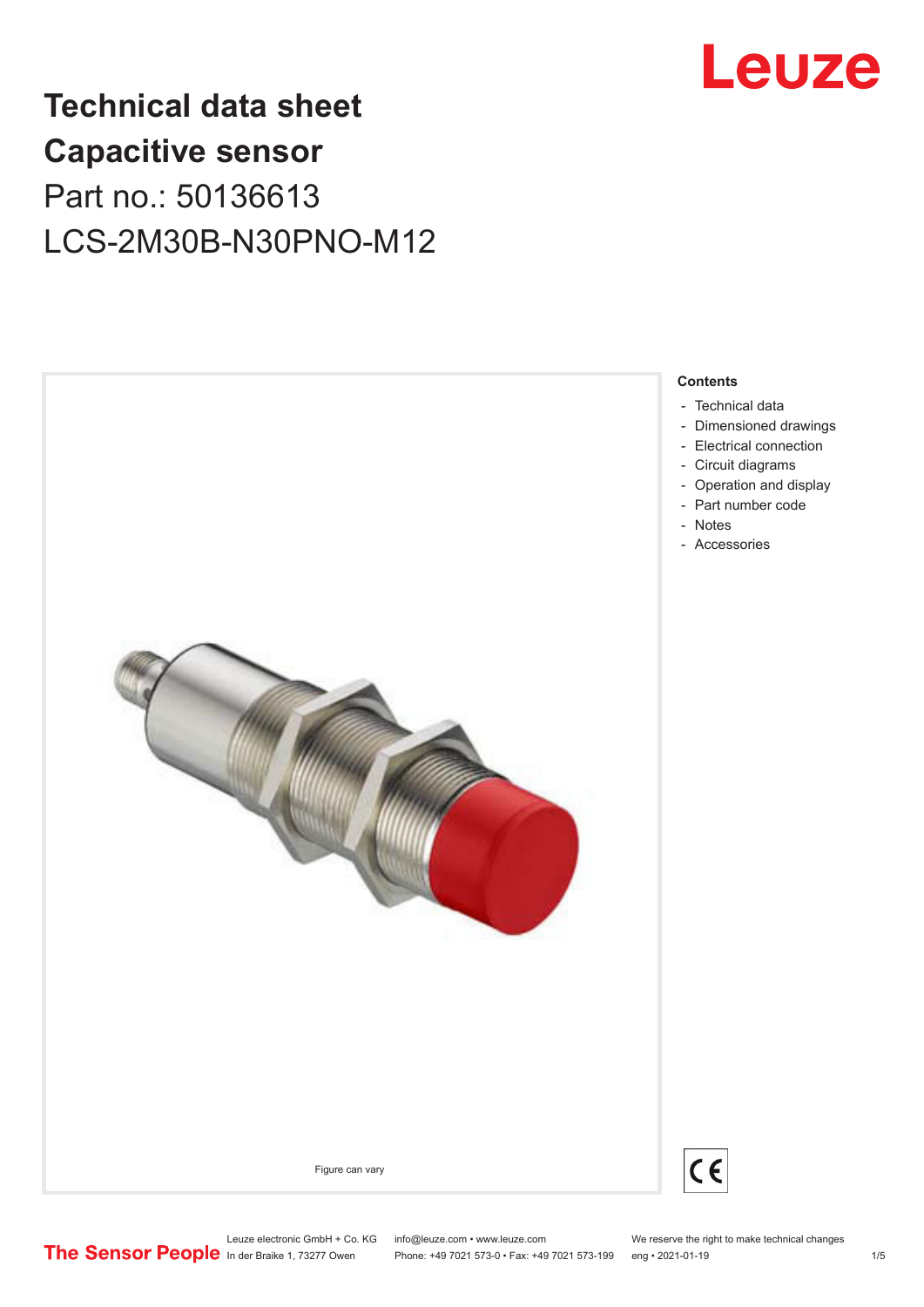# Technical data sheet
# Capacitive sensor
## Part no.: 50136613
## LCS-2M30B-N30PNO-M12

Figure can vary

**Contents**

- Technical data
- Dimensioned drawings
- Electrical connection
- Circuit diagrams
- Operation and display
- Part number code
- Notes
- Accessories

Leuze electronic GmbH + Co. KG
In der Braike 1, 73277 Owen

info@leuze.com • www.leuze.com
Phone: +49 7021 573-0 • Fax: +49 7021 573-199

We reserve the right to make technical changes
eng • 2021-01-19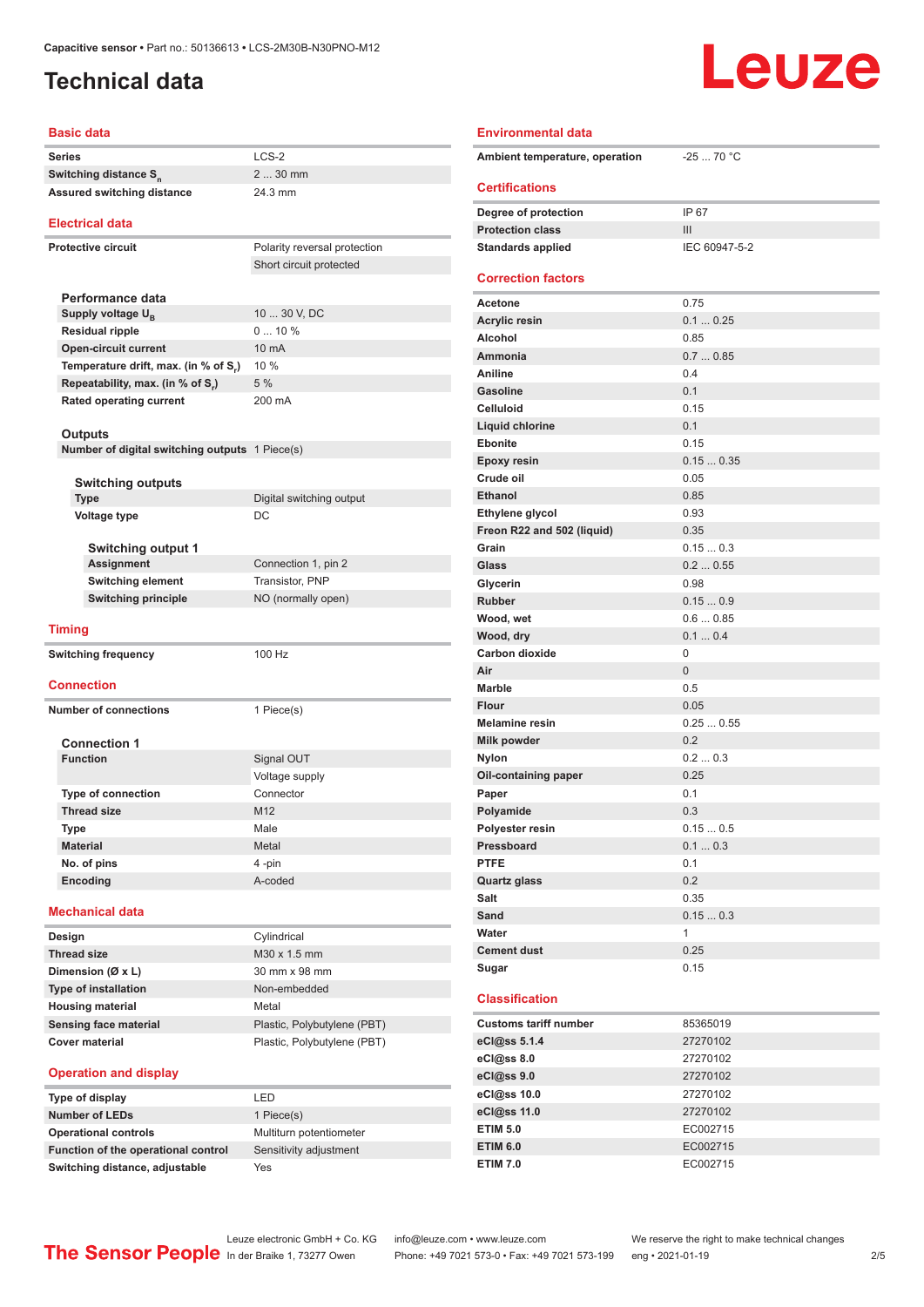# Technical data

Capacitive sensor • Part no.: 50136613 • LCS-2M30B-N30PNO-M12

## Basic data

| | |
|---|---|
| Series | LCS-2 |
| Switching distance $S_n$ | 2 ... 30 mm |
| Assured switching distance | 24.3 mm |

## Electrical data

| | |
|---|---|
| Protective circuit | Polarity reversal protection |
| | Short circuit protected |

### Performance data

| | |
|---|---|
| Supply voltage $U_B$ | 10 ... 30 V, DC |
| Residual ripple | 0 ... 10 % |
| Open-circuit current | 10 mA |
| Temperature drift, max. (in % of $S_r$) | 10 % |
| Repeatability, max. (in % of $S_r$) | 5 % |
| Rated operating current | 200 mA |

### Outputs

| | |
|---|---|
| Number of digital switching outputs | 1 Piece(s) |

### Switching outputs

| | |
|---|---|
| Type | Digital switching output |
| Voltage type | DC |

### Switching output 1

| | |
|---|---|
| Assignment | Connection 1, pin 2 |
| Switching element | Transistor, PNP |
| Switching principle | NO (normally open) |

## Timing

| | |
|---|---|
| Switching frequency | 100 Hz |

## Connection

| | |
|---|---|
| Number of connections | 1 Piece(s) |

### Connection 1

| | |
|---|---|
| Function | Signal OUT |
| | Voltage supply |
| Type of connection | Connector |
| Thread size | M12 |
| Type | Male |
| Material | Metal |
| No. of pins | 4 -pin |
| Encoding | A-coded |

## Mechanical data

| | |
|---|---|
| Design | Cylindrical |
| Thread size | M30 x 1.5 mm |
| Dimension (Ø x L) | 30 mm x 98 mm |
| Type of installation | Non-embedded |
| Housing material | Metal |
| Sensing face material | Plastic, Polybutylene (PBT) |
| Cover material | Plastic, Polybutylene (PBT) |

## Operation and display

| | |
|---|---|
| Type of display | LED |
| Number of LEDs | 1 Piece(s) |
| Operational controls | Multiturn potentiometer |
| Function of the operational control | Sensitivity adjustment |
| Switching distance, adjustable | Yes |

## Environmental data

| | |
|---|---|
| Ambient temperature, operation | -25 ... 70 °C |

## Certifications

| | |
|---|---|
| Degree of protection | IP 67 |
| Protection class | III |
| Standards applied | IEC 60947-5-2 |

## Correction factors

| | |
|---|---|
| Acetone | 0.75 |
| Acrylic resin | 0.1 ... 0.25 |
| Alcohol | 0.85 |
| Ammonia | 0.7 ... 0.85 |
| Aniline | 0.4 |
| Gasoline | 0.1 |
| Celluloid | 0.15 |
| Liquid chlorine | 0.1 |
| Ebonite | 0.15 |
| Epoxy resin | 0.15 ... 0.35 |
| Crude oil | 0.05 |
| Ethanol | 0.85 |
| Ethylene glycol | 0.93 |
| Freon R22 and 502 (liquid) | 0.35 |
| Grain | 0.15 ... 0.3 |
| Glass | 0.2 ... 0.55 |
| Glycerin | 0.98 |
| Rubber | 0.15 ... 0.9 |
| Wood, wet | 0.6 ... 0.85 |
| Wood, dry | 0.1 ... 0.4 |
| Carbon dioxide | 0 |
| Air | 0 |
| Marble | 0.5 |
| Flour | 0.05 |
| Melamine resin | 0.25 ... 0.55 |
| Milk powder | 0.2 |
| Nylon | 0.2 ... 0.3 |
| Oil-containing paper | 0.25 |
| Paper | 0.1 |
| Polyamide | 0.3 |
| Polyester resin | 0.15 ... 0.5 |
| Pressboard | 0.1 ... 0.3 |
| PTFE | 0.1 |
| Quartz glass | 0.2 |
| Salt | 0.35 |
| Sand | 0.15 ... 0.3 |
| Water | 1 |
| Cement dust | 0.25 |
| Sugar | 0.15 |

## Classification

| | |
|---|---|
| Customs tariff number | 85365019 |
| eCl@ss 5.1.4 | 27270102 |
| eCl@ss 8.0 | 27270102 |
| eCl@ss 9.0 | 27270102 |
| eCl@ss 10.0 | 27270102 |
| eCl@ss 11.0 | 27270102 |
| ETIM 5.0 | EC002715 |
| ETIM 6.0 | EC002715 |
| ETIM 7.0 | EC002715 |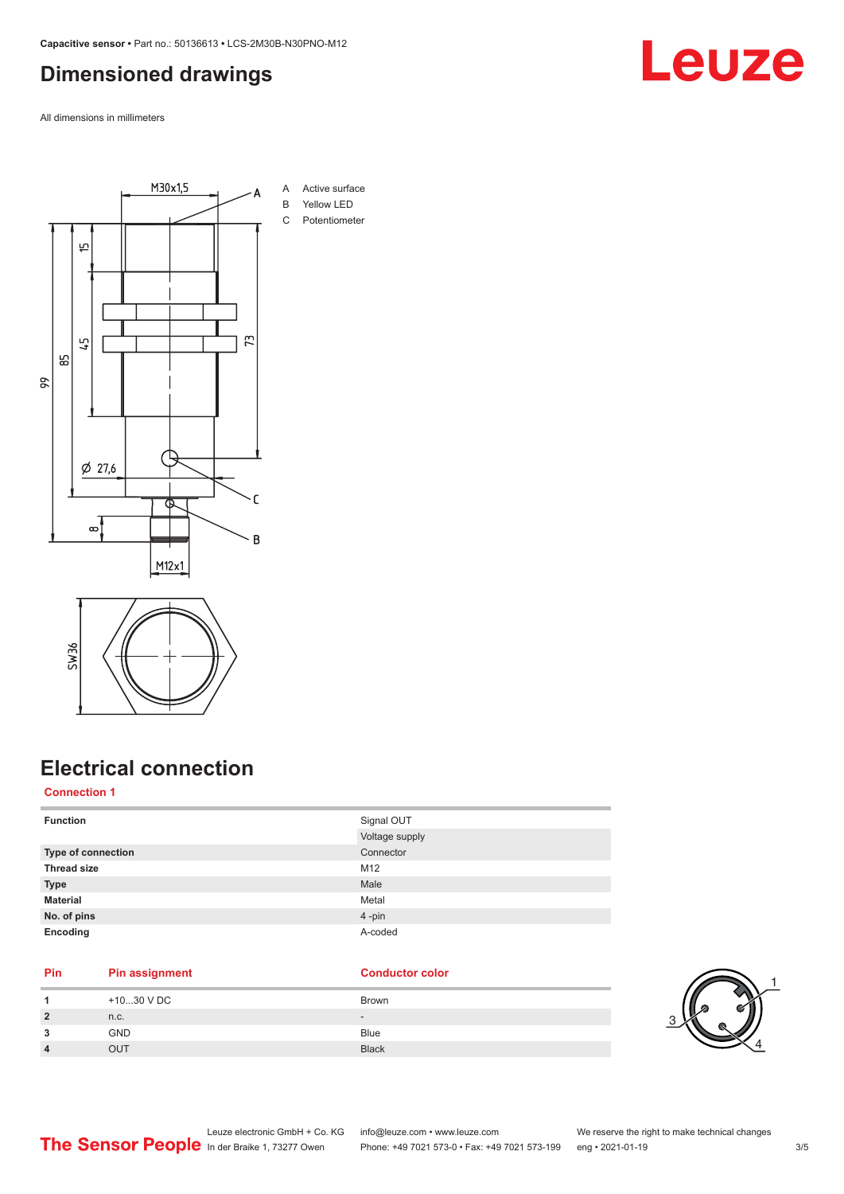# Dimensioned drawings

All dimensions in millimeters

A Active surface
B Yellow LED
C Potentiometer

# Electrical connection

## Connection 1

| Function | Signal OUT |
|---|---|
| | Voltage supply |
| **Type of connection** | Connector |
| **Thread size** | M12 |
| **Type** | Male |
| **Material** | Metal |
| **No. of pins** | 4 -pin |
| **Encoding** | A-coded |

| Pin | Pin assignment | Conductor color |
|---|---|---|
| 1 | +10...30 V DC | Brown |
| 2 | n.c. | - |
| 3 | GND | Blue |
| 4 | OUT | Black |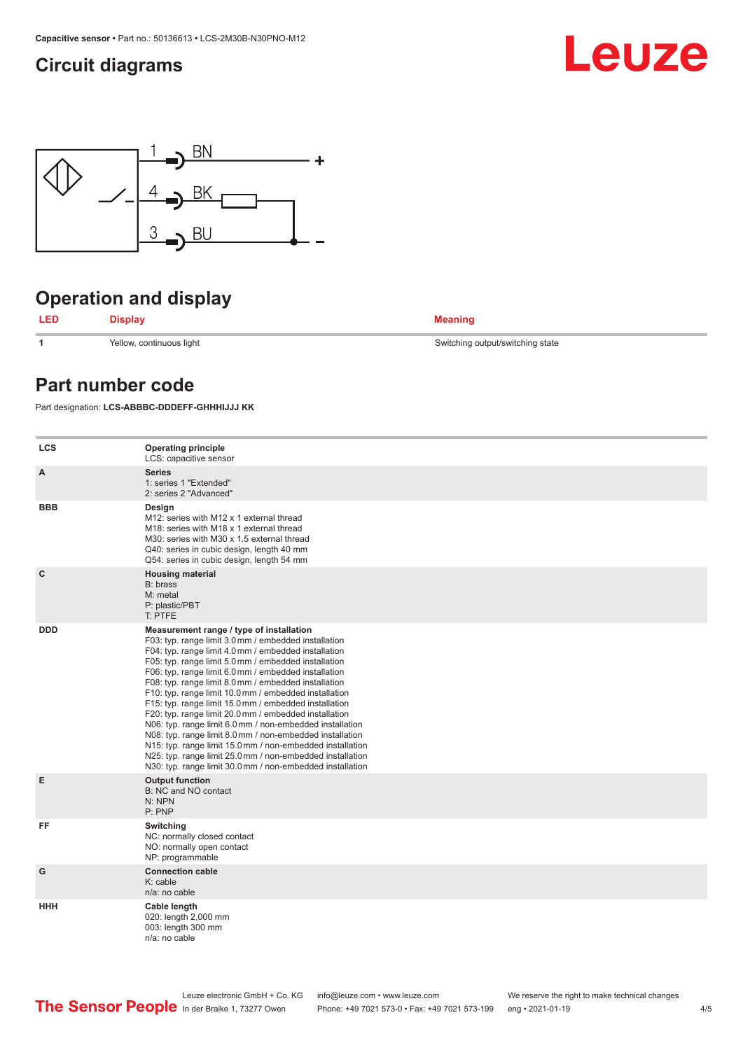## Circuit diagrams

1 BN +

4 BK

3 BU −

## Operation and display

| LED | Display | Meaning |
| --- | --- | --- |
| 1 | Yellow, continuous light | Switching output/switching state |

## Part number code

Part designation: **LCS-ABBBC-DDDEFF-GHHHIJJJ KK**

| | |
| --- | --- |
| LCS | **Operating principle**<br>LCS: capacitive sensor |
| A | **Series**<br>1: series 1 "Extended"<br>2: series 2 "Advanced" |
| BBB | **Design**<br>M12: series with M12 x 1 external thread<br>M18: series with M18 x 1 external thread<br>M30: series with M30 x 1.5 external thread<br>Q40: series in cubic design, length 40 mm<br>Q54: series in cubic design, length 54 mm |
| C | **Housing material**<br>B: brass<br>M: metal<br>P: plastic/PBT<br>T: PTFE |
| DDD | **Measurement range / type of installation**<br>F03: typ. range limit 3.0 mm / embedded installation<br>F04: typ. range limit 4.0 mm / embedded installation<br>F05: typ. range limit 5.0 mm / embedded installation<br>F06: typ. range limit 6.0 mm / embedded installation<br>F08: typ. range limit 8.0 mm / embedded installation<br>F10: typ. range limit 10.0 mm / embedded installation<br>F15: typ. range limit 15.0 mm / embedded installation<br>F20: typ. range limit 20.0 mm / embedded installation<br>N06: typ. range limit 6.0 mm / non-embedded installation<br>N08: typ. range limit 8.0 mm / non-embedded installation<br>N15: typ. range limit 15.0 mm / non-embedded installation<br>N25: typ. range limit 25.0 mm / non-embedded installation<br>N30: typ. range limit 30.0 mm / non-embedded installation |
| E | **Output function**<br>B: NC and NO contact<br>N: NPN<br>P: PNP |
| FF | **Switching**<br>NC: normally closed contact<br>NO: normally open contact<br>NP: programmable |
| G | **Connection cable**<br>K: cable<br>n/a: no cable |
| HHH | **Cable length**<br>020: length 2,000 mm<br>003: length 300 mm<br>n/a: no cable |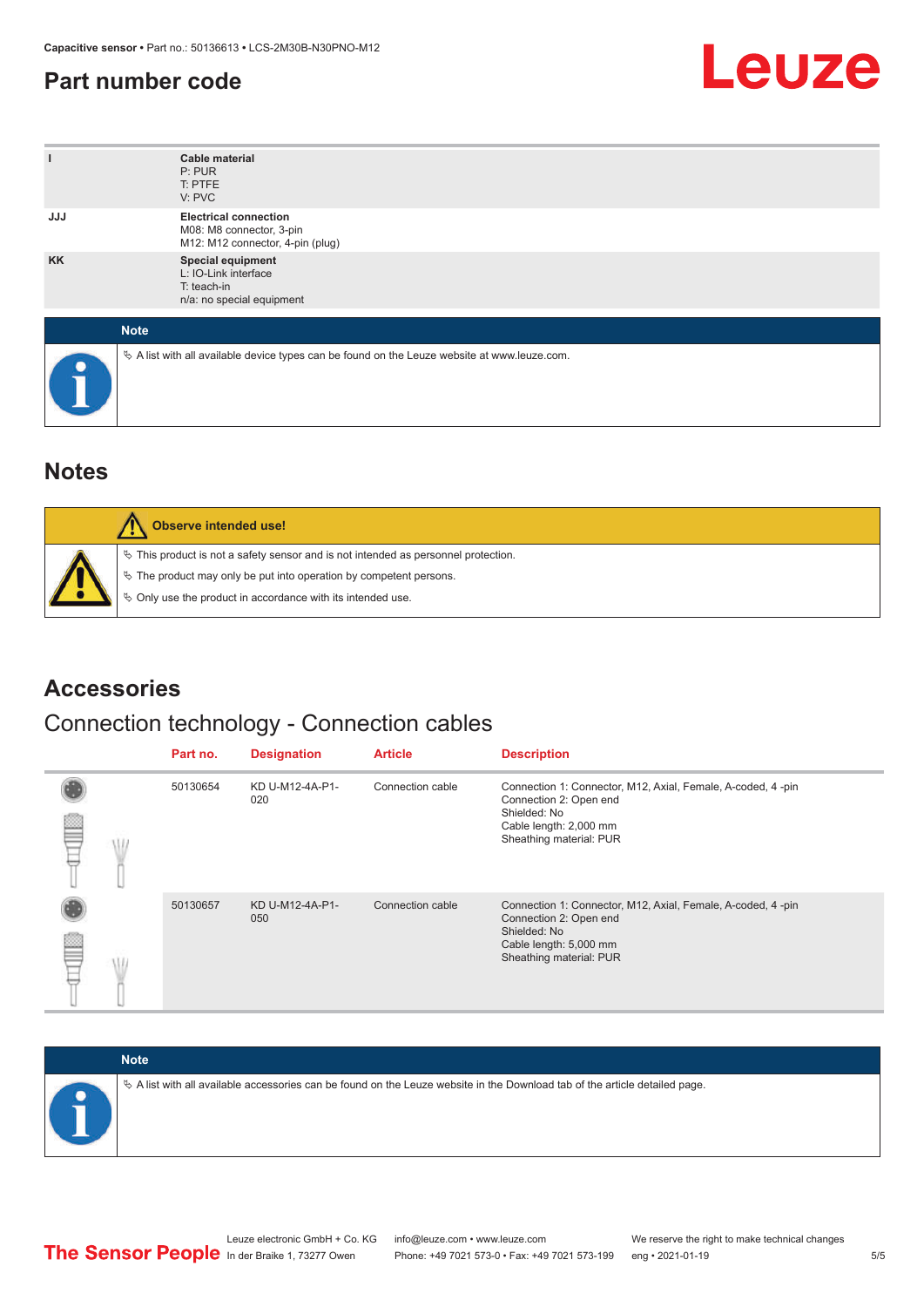## Part number code

| | |
|---|---|
| I | **Cable material**<br>P: PUR<br>T: PTFE<br>V: PVC |
| JJJ | **Electrical connection**<br>M08: M8 connector, 3-pin<br>M12: M12 connector, 4-pin (plug) |
| KK | **Special equipment**<br>L: IO-Link interface<br>T: teach-in<br>n/a: no special equipment |

**Note**

- A list with all available device types can be found on the Leuze website at www.leuze.com.

## Notes

**Observe intended use!**

- This product is not a safety sensor and is not intended as personnel protection.
- The product may only be put into operation by competent persons.
- Only use the product in accordance with its intended use.

## Accessories

### Connection technology - Connection cables

| Part no. | Designation | Article | Description |
|---|---|---|---|
| 50130654 | KD U-M12-4A-P1-020 | Connection cable | Connection 1: Connector, M12, Axial, Female, A-coded, 4 -pin<br>Connection 2: Open end<br>Shielded: No<br>Cable length: 2,000 mm<br>Sheathing material: PUR |
| 50130657 | KD U-M12-4A-P1-050 | Connection cable | Connection 1: Connector, M12, Axial, Female, A-coded, 4 -pin<br>Connection 2: Open end<br>Shielded: No<br>Cable length: 5,000 mm<br>Sheathing material: PUR |

**Note**

- A list with all available accessories can be found on the Leuze website in the Download tab of the article detailed page.